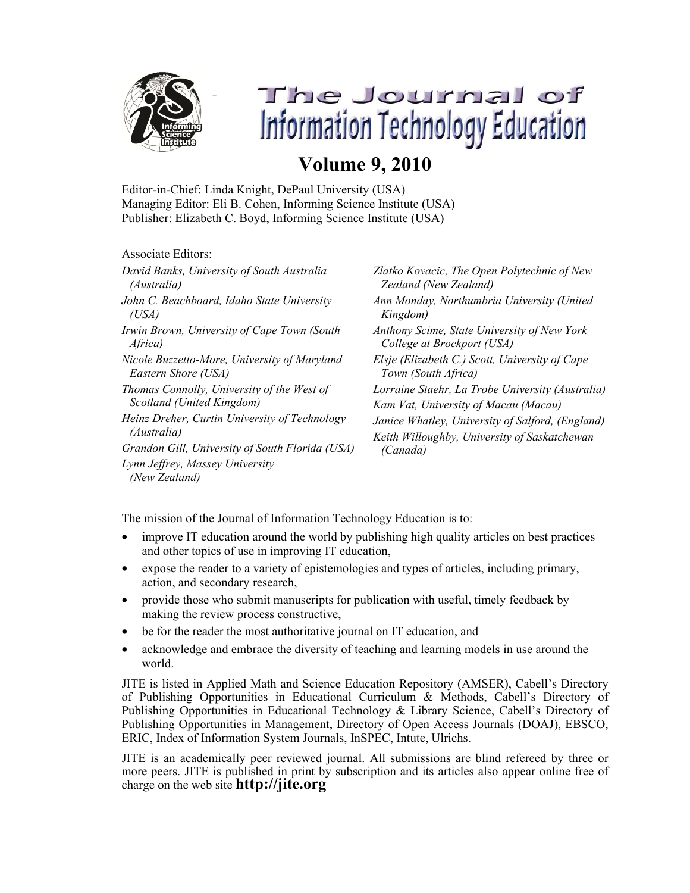# The Journal of Information Technology Education

## Volume 9, 2010

Editor-in-Chief: Linda Knight, DePaul University (USA)
Managing Editor: Eli B. Cohen, Informing Science Institute (USA)
Publisher: Elizabeth C. Boyd, Informing Science Institute (USA)

Associate Editors:

*David Banks, University of South Australia (Australia)*
*John C. Beachboard, Idaho State University (USA)*
*Irwin Brown, University of Cape Town (South Africa)*
*Nicole Buzzetto-More, University of Maryland Eastern Shore (USA)*
*Thomas Connolly, University of the West of Scotland (United Kingdom)*
*Heinz Dreher, Curtin University of Technology (Australia)*
*Grandon Gill, University of South Florida (USA)*
*Lynn Jeffrey, Massey University (New Zealand)*
*Zlatko Kovacic, The Open Polytechnic of New Zealand (New Zealand)*
*Ann Monday, Northumbria University (United Kingdom)*
*Anthony Scime, State University of New York College at Brockport (USA)*
*Elsje (Elizabeth C.) Scott, University of Cape Town (South Africa)*
*Lorraine Staehr, La Trobe University (Australia)*
*Kam Vat, University of Macau (Macau)*
*Janice Whatley, University of Salford, (England)*
*Keith Willoughby, University of Saskatchewan (Canada)*

The mission of the Journal of Information Technology Education is to:

- improve IT education around the world by publishing high quality articles on best practices and other topics of use in improving IT education,
- expose the reader to a variety of epistemologies and types of articles, including primary, action, and secondary research,
- provide those who submit manuscripts for publication with useful, timely feedback by making the review process constructive,
- be for the reader the most authoritative journal on IT education, and
- acknowledge and embrace the diversity of teaching and learning models in use around the world.

JITE is listed in Applied Math and Science Education Repository (AMSER), Cabell's Directory of Publishing Opportunities in Educational Curriculum & Methods, Cabell's Directory of Publishing Opportunities in Educational Technology & Library Science, Cabell's Directory of Publishing Opportunities in Management, Directory of Open Access Journals (DOAJ), EBSCO, ERIC, Index of Information System Journals, InSPEC, Intute, Ulrichs.

JITE is an academically peer reviewed journal. All submissions are blind refereed by three or more peers. JITE is published in print by subscription and its articles also appear online free of charge on the web site **http://jite.org**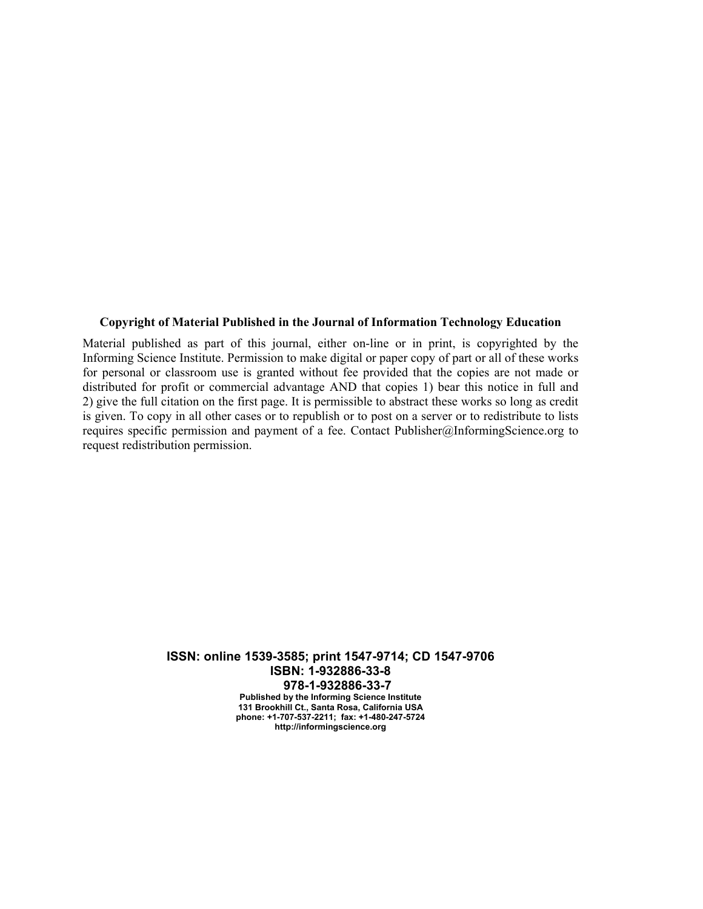**Copyright of Material Published in the Journal of Information Technology Education**

Material published as part of this journal, either on-line or in print, is copyrighted by the Informing Science Institute. Permission to make digital or paper copy of part or all of these works for personal or classroom use is granted without fee provided that the copies are not made or distributed for profit or commercial advantage AND that copies 1) bear this notice in full and 2) give the full citation on the first page. It is permissible to abstract these works so long as credit is given. To copy in all other cases or to republish or to post on a server or to redistribute to lists requires specific permission and payment of a fee. Contact Publisher@InformingScience.org to request redistribution permission.

**ISSN: online 1539-3585; print 1547-9714; CD 1547-9706**
**ISBN: 1-932886-33-8**
**978-1-932886-33-7**

**Published by the Informing Science Institute**
**131 Brookhill Ct., Santa Rosa, California USA**
**phone: +1-707-537-2211; fax: +1-480-247-5724**
**http://informingscience.org**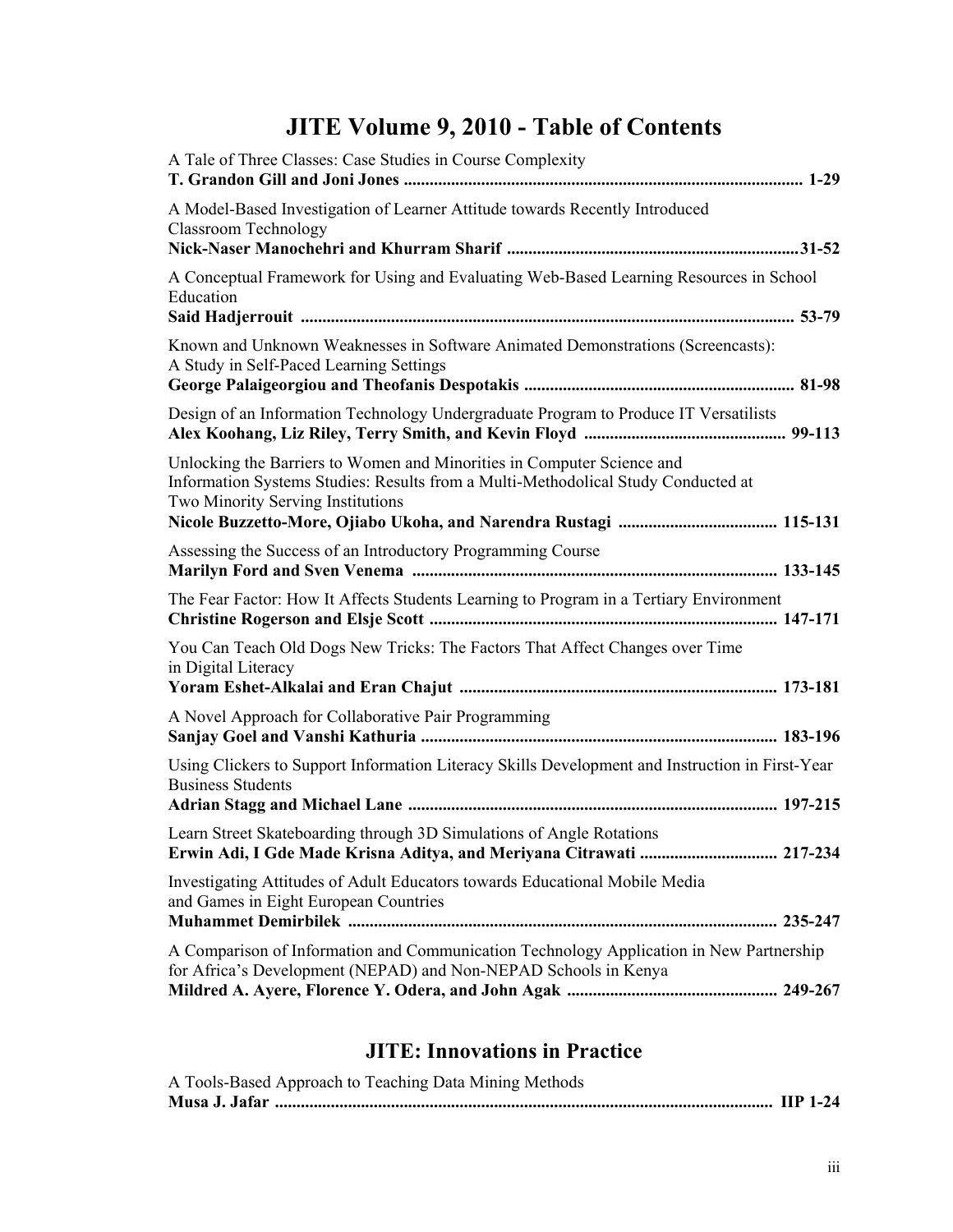# JITE Volume 9, 2010 - Table of Contents

A Tale of Three Classes: Case Studies in Course Complexity
**T. Grandon Gill and Joni Jones ............................................................................................ 1-29**

A Model-Based Investigation of Learner Attitude towards Recently Introduced Classroom Technology
**Nick-Naser Manochehri and Khurram Sharif ....................................................................31-52**

A Conceptual Framework for Using and Evaluating Web-Based Learning Resources in School Education
**Said Hadjerrouit .................................................................................................................. 53-79**

Known and Unknown Weaknesses in Software Animated Demonstrations (Screencasts): A Study in Self-Paced Learning Settings
**George Palaigeorgiou and Theofanis Despotakis .............................................................. 81-98**

Design of an Information Technology Undergraduate Program to Produce IT Versatilists
**Alex Koohang, Liz Riley, Terry Smith, and Kevin Floyd ............................................... 99-113**

Unlocking the Barriers to Women and Minorities in Computer Science and Information Systems Studies: Results from a Multi-Methodolical Study Conducted at Two Minority Serving Institutions
**Nicole Buzzetto-More, Ojiabo Ukoha, and Narendra Rustagi ..................................... 115-131**

Assessing the Success of an Introductory Programming Course
**Marilyn Ford and Sven Venema .................................................................................... 133-145**

The Fear Factor: How It Affects Students Learning to Program in a Tertiary Environment
**Christine Rogerson and Elsje Scott ................................................................................ 147-171**

You Can Teach Old Dogs New Tricks: The Factors That Affect Changes over Time in Digital Literacy
**Yoram Eshet-Alkalai and Eran Chajut .......................................................................... 173-181**

A Novel Approach for Collaborative Pair Programming
**Sanjay Goel and Vanshi Kathuria .................................................................................. 183-196**

Using Clickers to Support Information Literacy Skills Development and Instruction in First-Year Business Students
**Adrian Stagg and Michael Lane ..................................................................................... 197-215**

Learn Street Skateboarding through 3D Simulations of Angle Rotations
**Erwin Adi, I Gde Made Krisna Aditya, and Meriyana Citrawati ................................ 217-234**

Investigating Attitudes of Adult Educators towards Educational Mobile Media and Games in Eight European Countries
**Muhammet Demirbilek .................................................................................................. 235-247**

A Comparison of Information and Communication Technology Application in New Partnership for Africa's Development (NEPAD) and Non-NEPAD Schools in Kenya
**Mildred A. Ayere, Florence Y. Odera, and John Agak ................................................ 249-267**

## JITE: Innovations in Practice

A Tools-Based Approach to Teaching Data Mining Methods
**Musa J. Jafar ..................................................................................................................... IIP 1-24**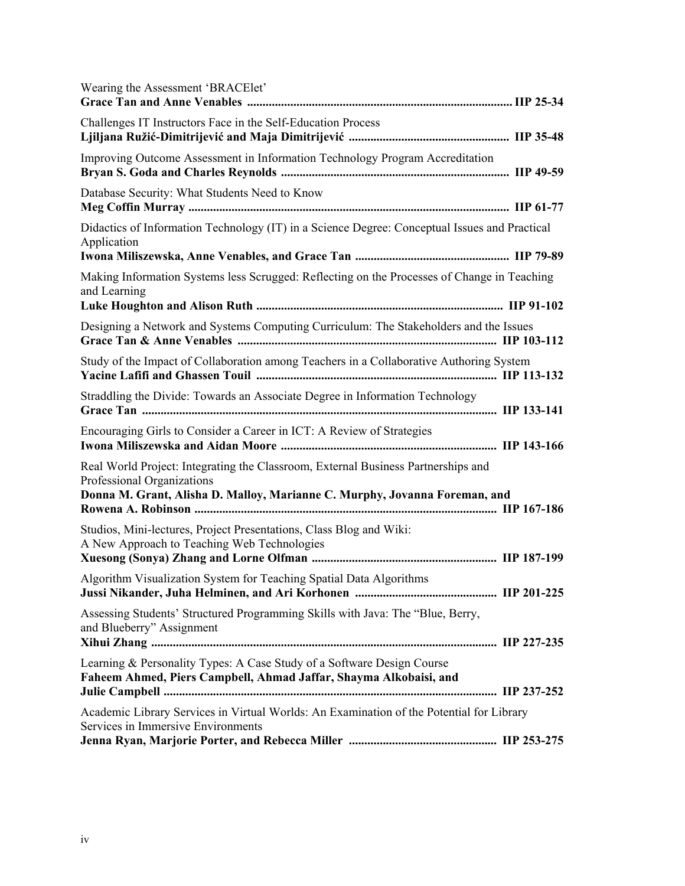Wearing the Assessment 'BRACElet'
**Grace Tan and Anne Venables ..................................................................................... IIP 25-34**

Challenges IT Instructors Face in the Self-Education Process
**Ljiljana Ružić-Dimitrijević and Maja Dimitrijević .................................................... IIP 35-48**

Improving Outcome Assessment in Information Technology Program Accreditation
**Bryan S. Goda and Charles Reynolds .......................................................................... IIP 49-59**

Database Security: What Students Need to Know
**Meg Coffin Murray ........................................................................................................ IIP 61-77**

Didactics of Information Technology (IT) in a Science Degree: Conceptual Issues and Practical Application
**Iwona Miliszewska, Anne Venables, and Grace Tan .................................................. IIP 79-89**

Making Information Systems less Scrugged: Reflecting on the Processes of Change in Teaching and Learning
**Luke Houghton and Alison Ruth ................................................................................ IIP 91-102**

Designing a Network and Systems Computing Curriculum: The Stakeholders and the Issues
**Grace Tan & Anne Venables ...................................................................................... IIP 103-112**

Study of the Impact of Collaboration among Teachers in a Collaborative Authoring System
**Yacine Lafifi and Ghassen Touil ............................................................................... IIP 113-132**

Straddling the Divide: Towards an Associate Degree in Information Technology
**Grace Tan .................................................................................................................... IIP 133-141**

Encouraging Girls to Consider a Career in ICT: A Review of Strategies
**Iwona Miliszewska and Aidan Moore ....................................................................... IIP 143-166**

Real World Project: Integrating the Classroom, External Business Partnerships and Professional Organizations
**Donna M. Grant, Alisha D. Malloy, Marianne C. Murphy, Jovanna Foreman, and Rowena A. Robinson ................................................................................................... IIP 167-186**

Studios, Mini-lectures, Project Presentations, Class Blog and Wiki:
A New Approach to Teaching Web Technologies
**Xuesong (Sonya) Zhang and Lorne Olfman ............................................................. IIP 187-199**

Algorithm Visualization System for Teaching Spatial Data Algorithms
**Jussi Nikander, Juha Helminen, and Ari Korhonen ............................................... IIP 201-225**

Assessing Students' Structured Programming Skills with Java: The "Blue, Berry, and Blueberry" Assignment
**Xihui Zhang ................................................................................................................. IIP 227-235**

Learning & Personality Types: A Case Study of a Software Design Course
**Faheem Ahmed, Piers Campbell, Ahmad Jaffar, Shayma Alkobaisi, and Julie Campbell ............................................................................................................. IIP 237-252**

Academic Library Services in Virtual Worlds: An Examination of the Potential for Library Services in Immersive Environments
**Jenna Ryan, Marjorie Porter, and Rebecca Miller ................................................. IIP 253-275**